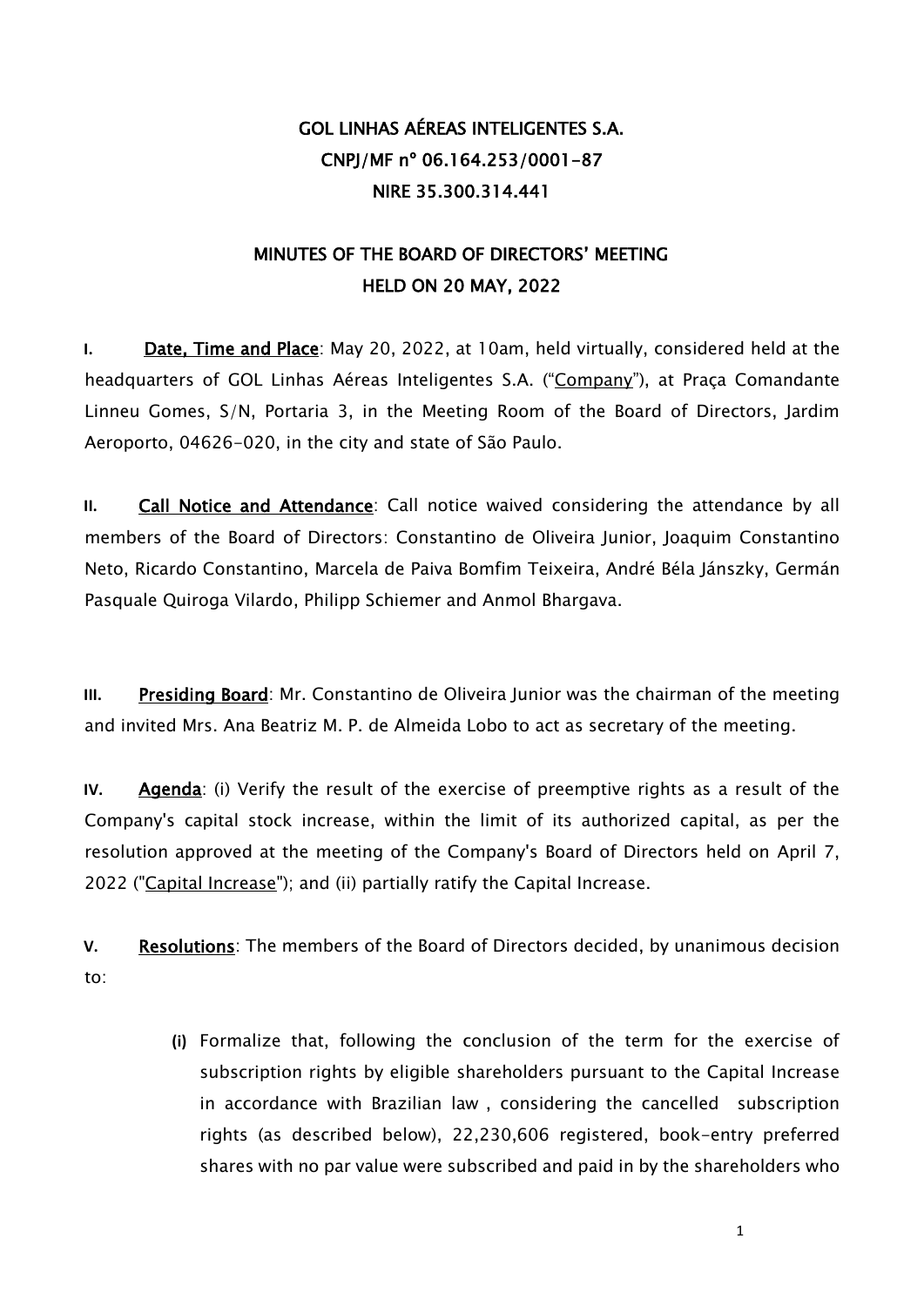**GOL LINHAS AÉREAS INTELIGENTES S.A.**
**CNPJ/MF nº 06.164.253/0001-87**
**NIRE 35.300.314.441**

**MINUTES OF THE BOARD OF DIRECTORS' MEETING**
**HELD ON 20 MAY, 2022**

**I.** **Date, Time and Place**: May 20, 2022, at 10am, held virtually, considered held at the headquarters of GOL Linhas Aéreas Inteligentes S.A. ("Company"), at Praça Comandante Linneu Gomes, S/N, Portaria 3, in the Meeting Room of the Board of Directors, Jardim Aeroporto, 04626-020, in the city and state of São Paulo.

**II.** **Call Notice and Attendance**: Call notice waived considering the attendance by all members of the Board of Directors: Constantino de Oliveira Junior, Joaquim Constantino Neto, Ricardo Constantino, Marcela de Paiva Bomfim Teixeira, André Béla Jánszky, Germán Pasquale Quiroga Vilardo, Philipp Schiemer and Anmol Bhargava.

**III.** **Presiding Board**: Mr. Constantino de Oliveira Junior was the chairman of the meeting and invited Mrs. Ana Beatriz M. P. de Almeida Lobo to act as secretary of the meeting.

**IV.** **Agenda**: (i) Verify the result of the exercise of preemptive rights as a result of the Company's capital stock increase, within the limit of its authorized capital, as per the resolution approved at the meeting of the Company's Board of Directors held on April 7, 2022 ("Capital Increase"); and (ii) partially ratify the Capital Increase.

**V.** **Resolutions**: The members of the Board of Directors decided, by unanimous decision to:

**(i)** Formalize that, following the conclusion of the term for the exercise of subscription rights by eligible shareholders pursuant to the Capital Increase in accordance with Brazilian law , considering the cancelled subscription rights (as described below), 22,230,606 registered, book-entry preferred shares with no par value were subscribed and paid in by the shareholders who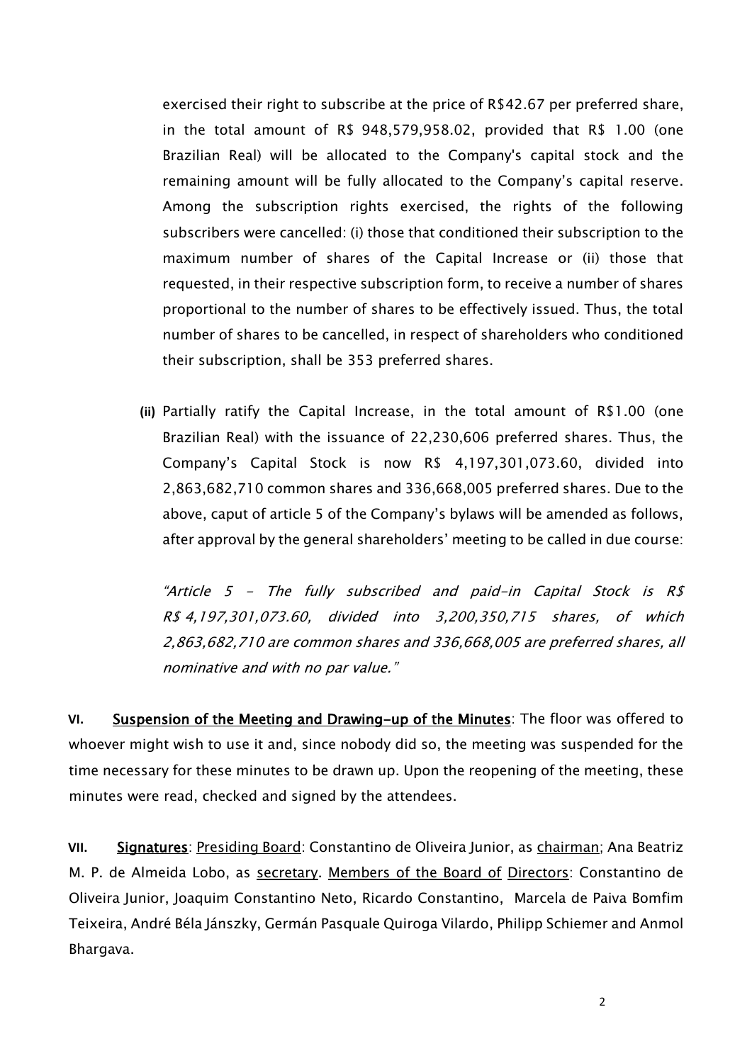exercised their right to subscribe at the price of R$42.67 per preferred share, in the total amount of R$ 948,579,958.02, provided that R$ 1.00 (one Brazilian Real) will be allocated to the Company's capital stock and the remaining amount will be fully allocated to the Company's capital reserve. Among the subscription rights exercised, the rights of the following subscribers were cancelled: (i) those that conditioned their subscription to the maximum number of shares of the Capital Increase or (ii) those that requested, in their respective subscription form, to receive a number of shares proportional to the number of shares to be effectively issued. Thus, the total number of shares to be cancelled, in respect of shareholders who conditioned their subscription, shall be 353 preferred shares.

**(ii)** Partially ratify the Capital Increase, in the total amount of R$1.00 (one Brazilian Real) with the issuance of 22,230,606 preferred shares. Thus, the Company's Capital Stock is now R$ 4,197,301,073.60, divided into 2,863,682,710 common shares and 336,668,005 preferred shares. Due to the above, caput of article 5 of the Company's bylaws will be amended as follows, after approval by the general shareholders' meeting to be called in due course:

*"Article 5 - The fully subscribed and paid-in Capital Stock is R$ R$ 4,197,301,073.60, divided into 3,200,350,715 shares, of which 2,863,682,710 are common shares and 336,668,005 are preferred shares, all nominative and with no par value."*

**VI. <u>Suspension of the Meeting and Drawing-up of the Minutes</u>**: The floor was offered to whoever might wish to use it and, since nobody did so, the meeting was suspended for the time necessary for these minutes to be drawn up. Upon the reopening of the meeting, these minutes were read, checked and signed by the attendees.

**VII. <u>Signatures</u>**: <u>Presiding Board</u>: Constantino de Oliveira Junior, as <u>chairman</u>; Ana Beatriz M. P. de Almeida Lobo, as <u>secretary</u>. <u>Members of the Board of Directors</u>: Constantino de Oliveira Junior, Joaquim Constantino Neto, Ricardo Constantino, Marcela de Paiva Bomfim Teixeira, André Béla Jánszky, Germán Pasquale Quiroga Vilardo, Philipp Schiemer and Anmol Bhargava.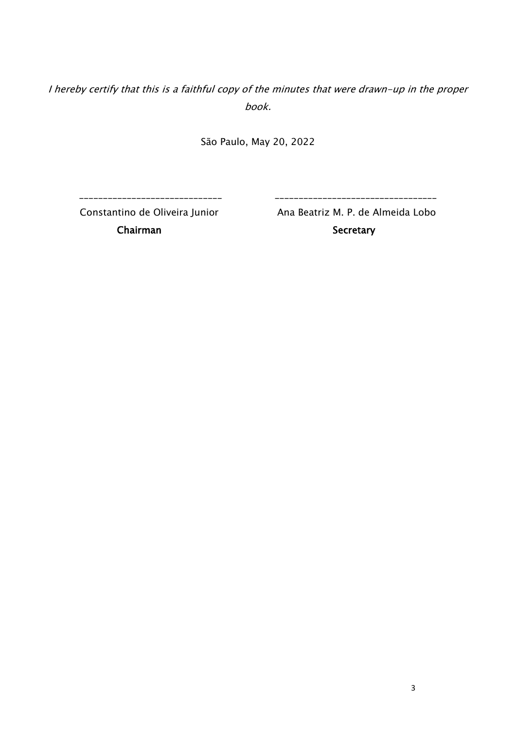*I hereby certify that this is a faithful copy of the minutes that were drawn-up in the proper book.*

São Paulo, May 20, 2022

| | |
|---|---|
| _______________________________ | __________________________________ |
| Constantino de Oliveira Junior | Ana Beatriz M. P. de Almeida Lobo |
| **Chairman** | **Secretary** |